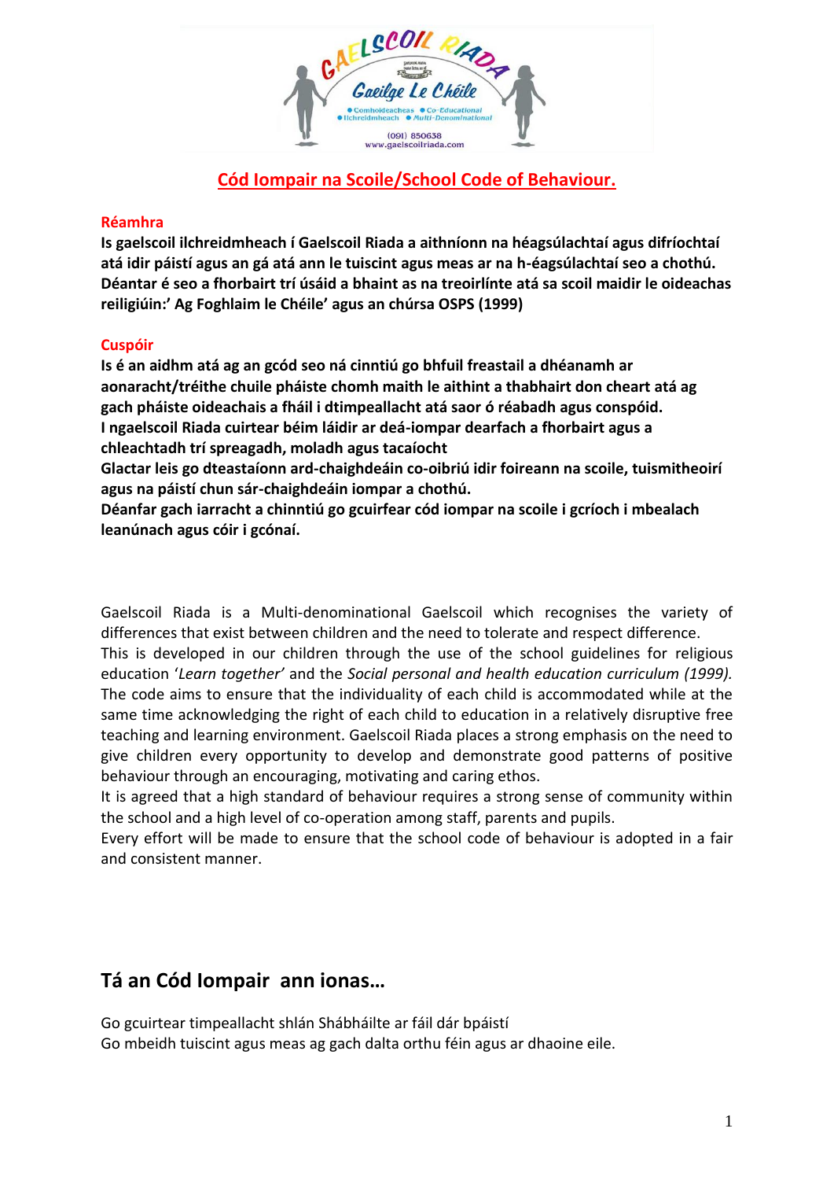# Cód Iompair na Scoile/School Code of Behaviour.

## Réamhra

**Is gaelscoil ilchreidmheach í Gaelscoil Riada a aithníonn na héagsúlachtaí agus difríochtaí atá idir páistí agus an gá atá ann le tuiscint agus meas ar na h-éagsúlachtaí seo a chothú. Déantar é seo a fhorbairt trí úsáid a bhaint as na treoirlínte atá sa scoil maidir le oideachas reiligiúin:' Ag Foghlaim le Chéile' agus an chúrsa OSPS (1999)**

## Cuspóir

**Is é an aidhm atá ag an gcód seo ná cinntiú go bhfuil freastail a dhéanamh ar aonaracht/tréithe chuile pháiste chomh maith le aithint a thabhairt don cheart atá ag gach pháiste oideachais a fháil i dtimpeallacht atá saor ó réabadh agus conspóid.**
**I ngaelscoil Riada cuirtear béim láidir ar deá-iompar dearfach a fhorbairt agus a chleachtadh trí spreagadh, moladh agus tacaíocht**
**Glactar leis go dteastaíonn ard-chaighdeáin co-oibriú idir foireann na scoile, tuismitheoirí agus na páistí chun sár-chaighdeáin iompar a chothú.**
**Déanfar gach iarracht a chinntiú go gcuirfear cód iompar na scoile i gcríoch i mbealach leanúnach agus cóir i gcónaí.**

Gaelscoil Riada is a Multi-denominational Gaelscoil which recognises the variety of differences that exist between children and the need to tolerate and respect difference.
This is developed in our children through the use of the school guidelines for religious education '*Learn together'* and the *Social personal and health education curriculum (1999).*
The code aims to ensure that the individuality of each child is accommodated while at the same time acknowledging the right of each child to education in a relatively disruptive free teaching and learning environment. Gaelscoil Riada places a strong emphasis on the need to give children every opportunity to develop and demonstrate good patterns of positive behaviour through an encouraging, motivating and caring ethos.
It is agreed that a high standard of behaviour requires a strong sense of community within the school and a high level of co-operation among staff, parents and pupils.
Every effort will be made to ensure that the school code of behaviour is adopted in a fair and consistent manner.

## Tá an Cód Iompair ann ionas…

Go gcuirtear timpeallacht shlán Shábháilte ar fáil dár bpáistí
Go mbeidh tuiscint agus meas ag gach dalta orthu féin agus ar dhaoine eile.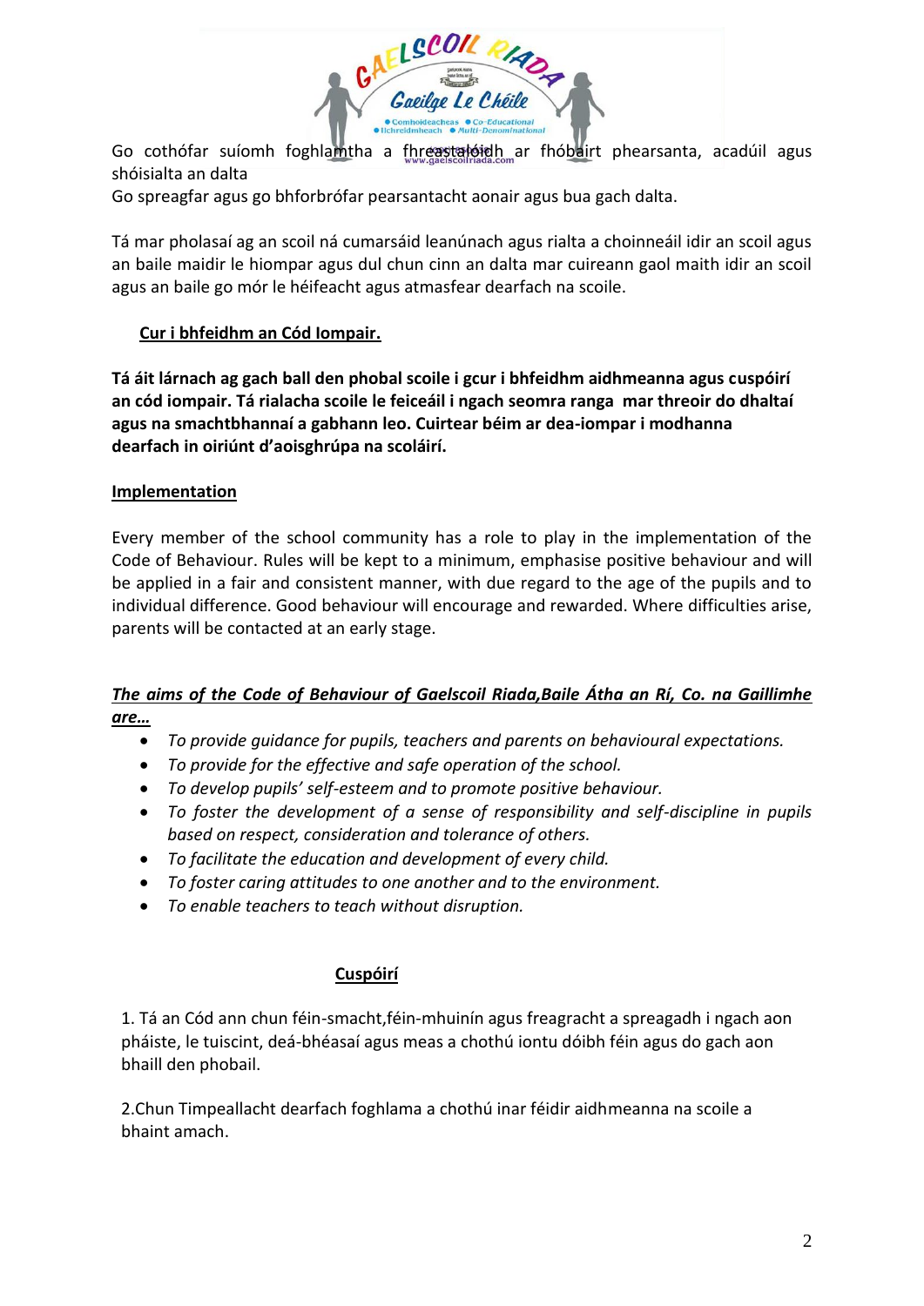Go cothófar suíomh foghlamtha a fhreastalóidh ar fhóbairt phearsanta, acadúil agus shóisialta an dalta

Go spreagfar agus go bhforbrófar pearsantacht aonair agus bua gach dalta.

Tá mar pholasaí ag an scoil ná cumarsáid leanúnach agus rialta a choinneáil idir an scoil agus an baile maidir le hiompar agus dul chun cinn an dalta mar cuireann gaol maith idir an scoil agus an baile go mór le héifeacht agus atmasfear dearfach na scoile.

## Cur i bhfeidhm an Cód Iompair.

**Tá áit lárnach ag gach ball den phobal scoile i gcur i bhfeidhm aidhmeanna agus cuspóirí an cód iompair. Tá rialacha scoile le feiceáil i ngach seomra ranga mar threoir do dhaltaí agus na smachtbhannaí a gabhann leo. Cuirtear béim ar dea-iompar i modhanna dearfach in oiriúnt d'aoisghrúpa na scoláirí.**

## Implementation

Every member of the school community has a role to play in the implementation of the Code of Behaviour. Rules will be kept to a minimum, emphasise positive behaviour and will be applied in a fair and consistent manner, with due regard to the age of the pupils and to individual difference. Good behaviour will encourage and rewarded. Where difficulties arise, parents will be contacted at an early stage.

***The aims of the Code of Behaviour of Gaelscoil Riada,Baile Átha an Rí, Co. na Gaillimhe are…***

- *To provide guidance for pupils, teachers and parents on behavioural expectations.*
- *To provide for the effective and safe operation of the school.*
- *To develop pupils' self-esteem and to promote positive behaviour.*
- *To foster the development of a sense of responsibility and self-discipline in pupils based on respect, consideration and tolerance of others.*
- *To facilitate the education and development of every child.*
- *To foster caring attitudes to one another and to the environment.*
- *To enable teachers to teach without disruption.*

## Cuspóirí

1. Tá an Cód ann chun féin-smacht,féin-mhuinín agus freagracht a spreagadh i ngach aon pháiste, le tuiscint, deá-bhéasaí agus meas a chothú iontu dóibh féin agus do gach aon bhaill den phobail.

2.Chun Timpeallacht dearfach foghlama a chothú inar féidir aidhmeanna na scoile a bhaint amach.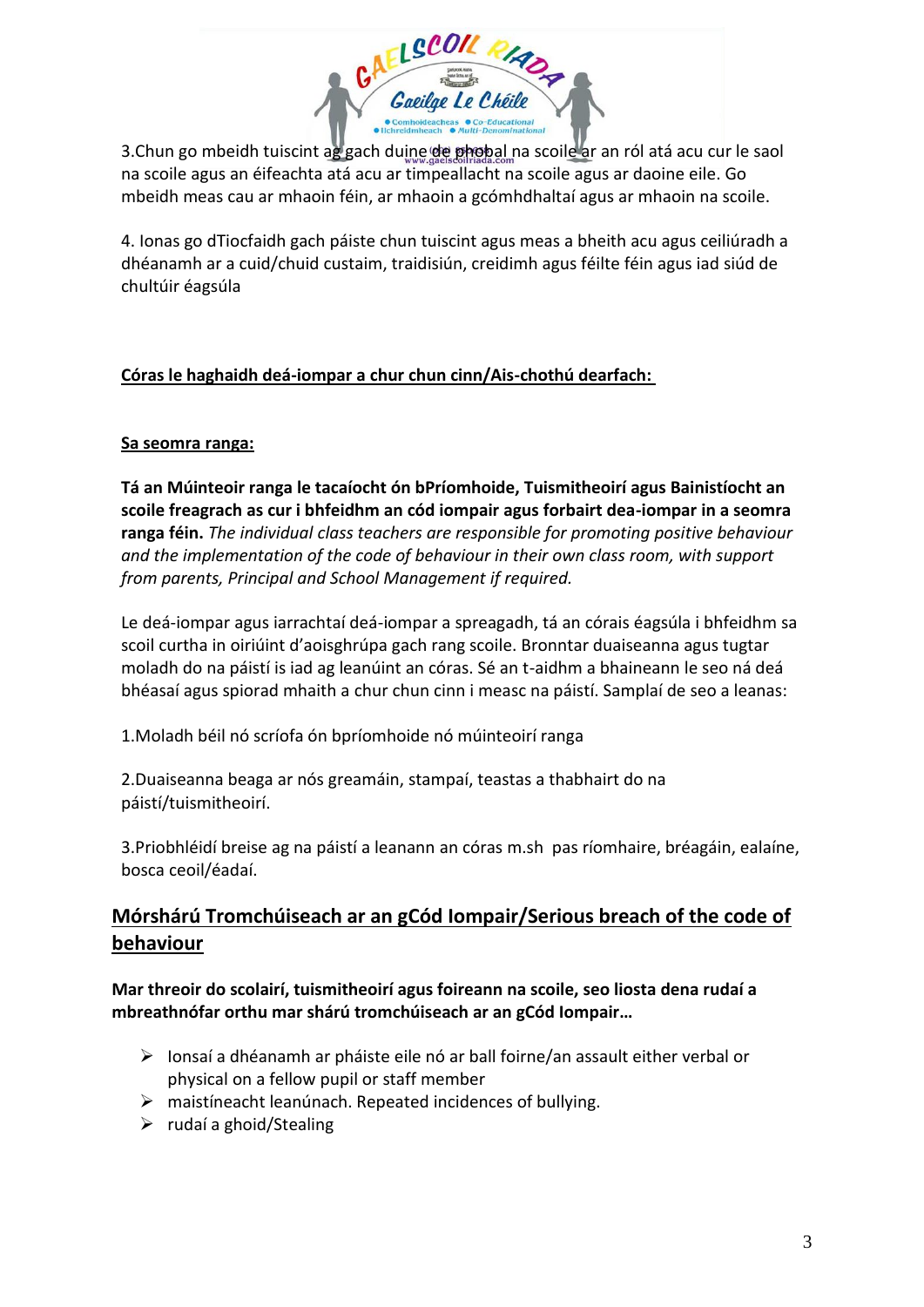3.Chun go mbeidh tuiscint ag gach duine de phobal na scoile ar an ról atá acu cur le saol na scoile agus an éifeachta atá acu ar timpeallacht na scoile agus ar daoine eile. Go mbeidh meas cau ar mhaoin féin, ar mhaoin a gcómhdhaltaí agus ar mhaoin na scoile.

4. Ionas go dTiocfaidh gach páiste chun tuiscint agus meas a bheith acu agus ceiliúradh a dhéanamh ar a cuid/chuid custaim, traidisiún, creidimh agus féilte féin agus iad siúd de chultúir éagsúla

**Córas le haghaidh deá-iompar a chur chun cinn/Ais-chothú dearfach:**

**Sa seomra ranga:**

**Tá an Múinteoir ranga le tacaíocht ón bPríomhoide, Tuismitheoirí agus Bainistíocht an scoile freagrach as cur i bhfeidhm an cód iompair agus forbairt dea-iompar in a seomra ranga féin.** *The individual class teachers are responsible for promoting positive behaviour and the implementation of the code of behaviour in their own class room, with support from parents, Principal and School Management if required.*

Le deá-iompar agus iarrachtaí deá-iompar a spreagadh, tá an córais éagsúla i bhfeidhm sa scoil curtha in oiriúint d'aoisghrúpa gach rang scoile. Bronntar duaiseanna agus tugtar moladh do na páistí is iad ag leanúint an córas. Sé an t-aidhm a bhaineann le seo ná deá bhéasaí agus spiorad mhaith a chur chun cinn i measc na páistí. Samplaí de seo a leanas:

1.Moladh béil nó scríofa ón bpríomhoide nó múinteoirí ranga

2.Duaiseanna beaga ar nós greamáin, stampaí, teastas a thabhairt do na páistí/tuismitheoirí.

3.Priobhléidí breise ag na páistí a leanann an córas m.sh pas ríomhaire, bréagáin, ealaíne, bosca ceoil/éadaí.

## Mórshárú Tromchúiseach ar an gCód Iompair/Serious breach of the code of behaviour

**Mar threoir do scolairí, tuismitheoirí agus foireann na scoile, seo liosta dena rudaí a mbreathnófar orthu mar shárú tromchúiseach ar an gCód Iompair…**

- Ionsaí a dhéanamh ar pháiste eile nó ar ball foirne/an assault either verbal or physical on a fellow pupil or staff member
- maistíneacht leanúnach. Repeated incidences of bullying.
- rudaí a ghoid/Stealing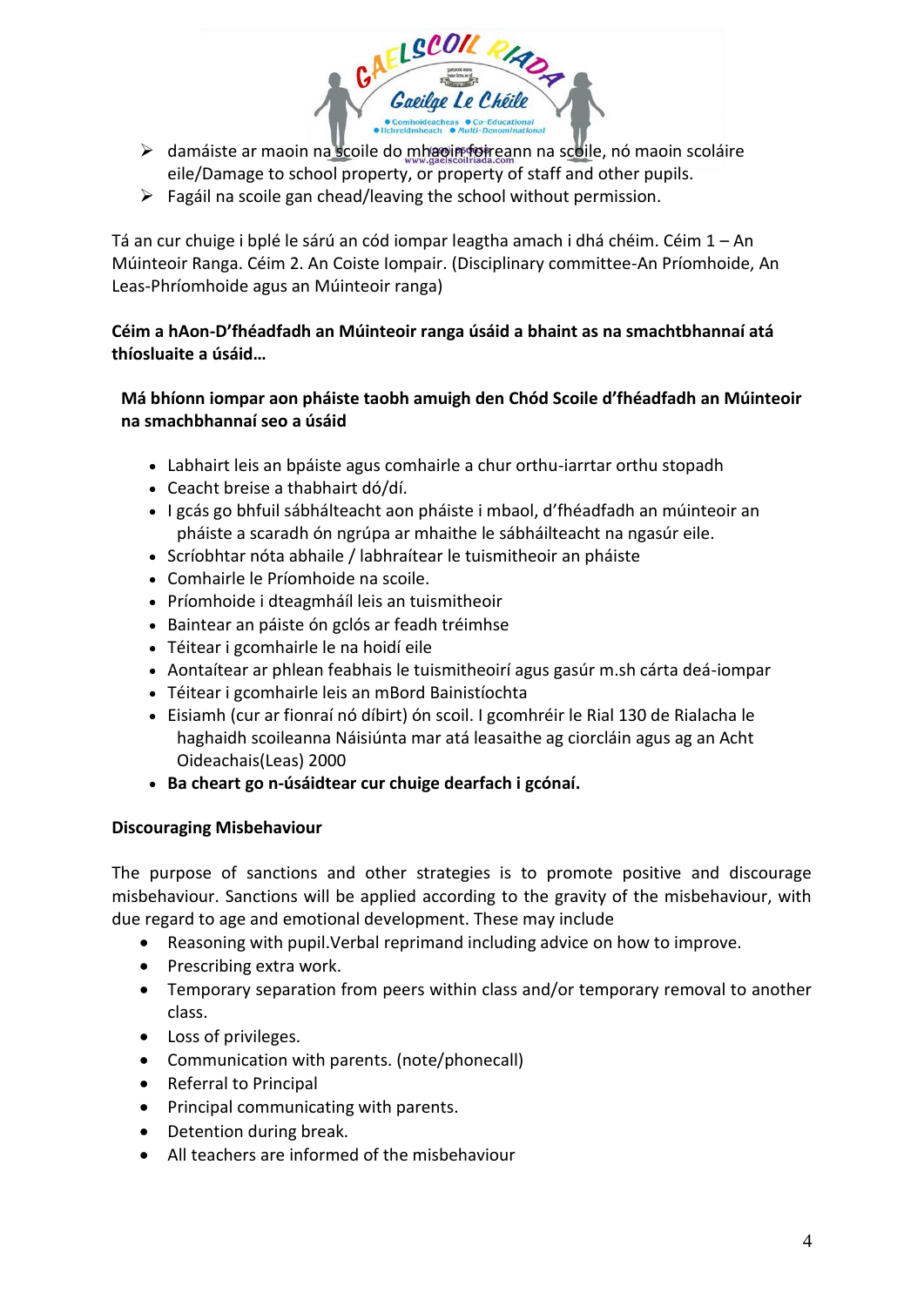- damáiste ar maoin na scoile do mhaoin foireann na scoile, nó maoin scoláire eile/Damage to school property, or property of staff and other pupils.
- Fagáil na scoile gan chead/leaving the school without permission.

Tá an cur chuige i bplé le sárú an cód iompar leagtha amach i dhá chéim. Céim 1 – An Múinteoir Ranga. Céim 2. An Coiste Iompair. (Disciplinary committee-An Príomhoide, An Leas-Phríomhoide agus an Múinteoir ranga)

**Céim a hAon-D'fhéadfadh an Múinteoir ranga úsáid a bhaint as na smachtbhannaí atá thíosluaite a úsáid…**

**Má bhíonn iompar aon pháiste taobh amuigh den Chód Scoile d'fhéadfadh an Múinteoir na smachbhannaí seo a úsáid**

- Labhairt leis an bpáiste agus comhairle a chur orthu-iarrtar orthu stopadh
- Ceacht breise a thabhairt dó/dí.
- I gcás go bhfuil sábhálteacht aon pháiste i mbaol, d'fhéadfadh an múinteoir an pháiste a scaradh ón ngrúpa ar mhaithe le sábháilteacht na ngasúr eile.
- Scríobhtar nóta abhaile / labhraítear le tuismitheoir an pháiste
- Comhairle le Príomhoide na scoile.
- Príomhoide i dteagmháil leis an tuismitheoir
- Baintear an páiste ón gclós ar feadh tréimhse
- Téitear i gcomhairle le na hoidí eile
- Aontaítear ar phlean feabhais le tuismitheoirí agus gasúr m.sh cárta deá-iompar
- Téitear i gcomhairle leis an mBord Bainistíochta
- Eisiamh (cur ar fionraí nó díbirt) ón scoil. I gcomhréir le Rial 130 de Rialacha le haghaidh scoileanna Náisiúnta mar atá leasaithe ag ciorcláin agus ag an Acht Oideachais(Leas) 2000
- **Ba cheart go n-úsáidtear cur chuige dearfach i gcónaí.**

**Discouraging Misbehaviour**

The purpose of sanctions and other strategies is to promote positive and discourage misbehaviour. Sanctions will be applied according to the gravity of the misbehaviour, with due regard to age and emotional development. These may include

- Reasoning with pupil.Verbal reprimand including advice on how to improve.
- Prescribing extra work.
- Temporary separation from peers within class and/or temporary removal to another class.
- Loss of privileges.
- Communication with parents. (note/phonecall)
- Referral to Principal
- Principal communicating with parents.
- Detention during break.
- All teachers are informed of the misbehaviour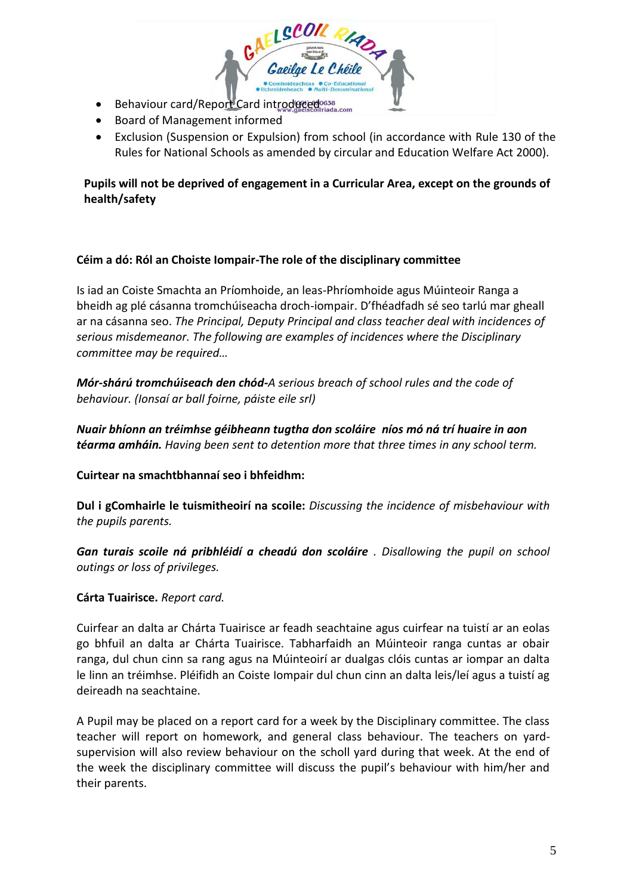- Behaviour card/Report Card introduced
- Board of Management informed
- Exclusion (Suspension or Expulsion) from school (in accordance with Rule 130 of the Rules for National Schools as amended by circular and Education Welfare Act 2000).

**Pupils will not be deprived of engagement in a Curricular Area, except on the grounds of health/safety**

**Céim a dó: Ról an Choiste Iompair-The role of the disciplinary committee**

Is iad an Coiste Smachta an Príomhoide, an leas-Phríomhoide agus Múinteoir Ranga a bheidh ag plé cásanna tromchúiseacha droch-iompair. D'fhéadfadh sé seo tarlú mar gheall ar na cásanna seo. *The Principal, Deputy Principal and class teacher deal with incidences of serious misdemeanor. The following are examples of incidences where the Disciplinary committee may be required…*

***Mór-shárú tromchúiseach den chód-****A serious breach of school rules and the code of behaviour. (Ionsaí ar ball foirne, páiste eile srl)*

***Nuair bhíonn an tréimhse géibheann tugtha don scoláire níos mó ná trí huaire in aon téarma amháin.*** *Having been sent to detention more that three times in any school term.*

**Cuirtear na smachtbhannaí seo i bhfeidhm:**

**Dul i gComhairle le tuismitheoirí na scoile:** *Discussing the incidence of misbehaviour with the pupils parents.*

***Gan turais scoile ná pribhléidí a cheadú don scoláire*** *. Disallowing the pupil on school outings or loss of privileges.*

**Cárta Tuairisce.** *Report card.*

Cuirfear an dalta ar Chárta Tuairisce ar feadh seachtaine agus cuirfear na tuistí ar an eolas go bhfuil an dalta ar Chárta Tuairisce. Tabharfaidh an Múinteoir ranga cuntas ar obair ranga, dul chun cinn sa rang agus na Múinteoirí ar dualgas clóis cuntas ar iompar an dalta le linn an tréimhse. Pléifidh an Coiste Iompair dul chun cinn an dalta leis/leí agus a tuistí ag deireadh na seachtaine.

A Pupil may be placed on a report card for a week by the Disciplinary committee. The class teacher will report on homework, and general class behaviour. The teachers on yard-supervision will also review behaviour on the scholl yard during that week. At the end of the week the disciplinary committee will discuss the pupil's behaviour with him/her and their parents.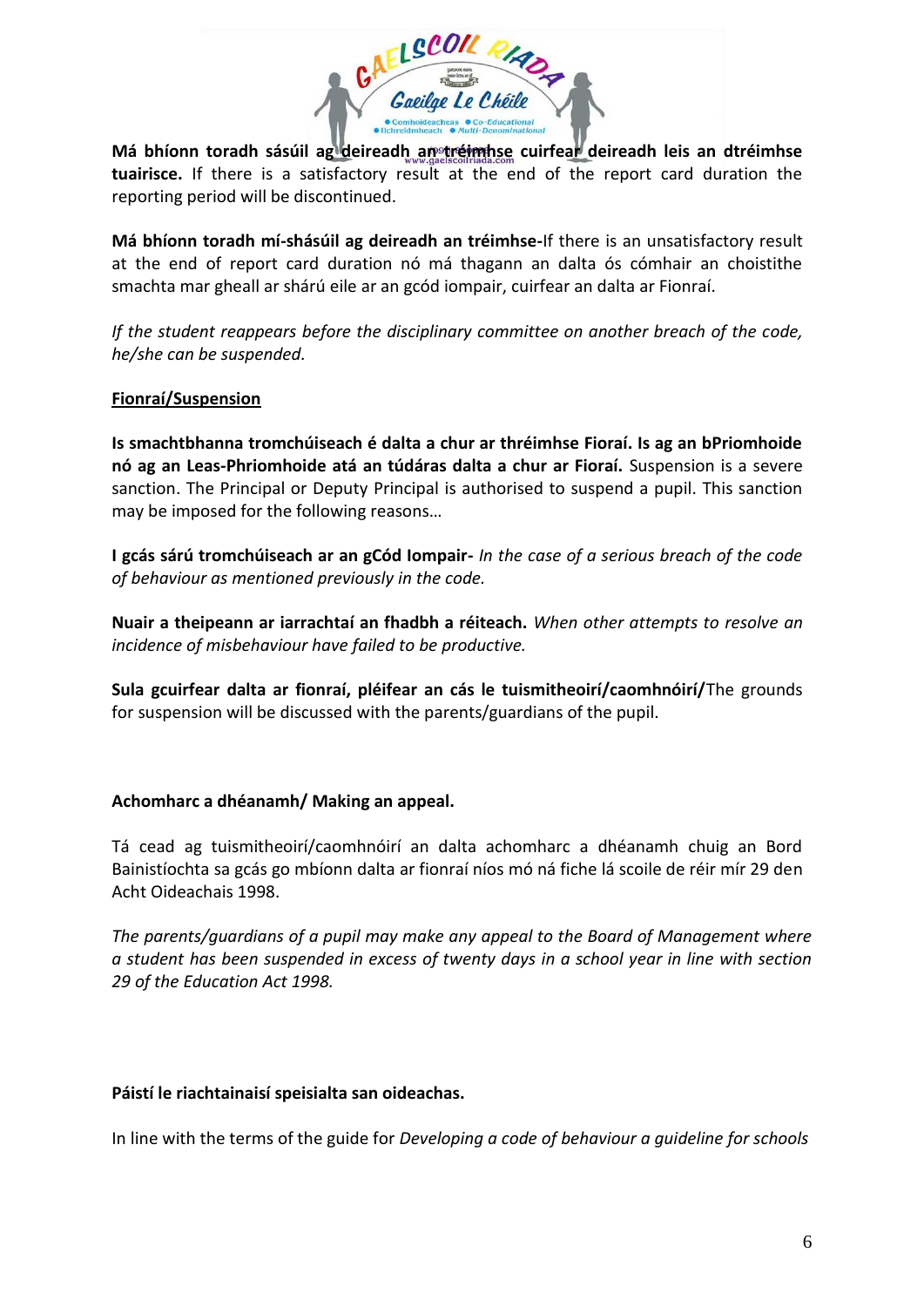**Má bhíonn toradh sásúil ag deireadh an tréimhse cuirfear deireadh leis an dtréimhse tuairisce.** If there is a satisfactory result at the end of the report card duration the reporting period will be discontinued.

**Má bhíonn toradh mí-shásúil ag deireadh an tréimhse-**If there is an unsatisfactory result at the end of report card duration nó má thagann an dalta ós cómhair an choistithe smachta mar gheall ar shárú eile ar an gcód iompair, cuirfear an dalta ar Fionraí.

*If the student reappears before the disciplinary committee on another breach of the code, he/she can be suspended.*

**<u>Fionraí/Suspension</u>**

**Is smachtbhanna tromchúiseach é dalta a chur ar thréimhse Fioraí. Is ag an bPriomhoide nó ag an Leas-Phriomhoide atá an túdáras dalta a chur ar Fioraí.** Suspension is a severe sanction. The Principal or Deputy Principal is authorised to suspend a pupil. This sanction may be imposed for the following reasons…

**I gcás sárú tromchúiseach ar an gCód Iompair-** *In the case of a serious breach of the code of behaviour as mentioned previously in the code.*

**Nuair a theipeann ar iarrachtaí an fhadbh a réiteach.** *When other attempts to resolve an incidence of misbehaviour have failed to be productive.*

**Sula gcuirfear dalta ar fionraí, pléifear an cás le tuismitheoirí/caomhnóirí/**The grounds for suspension will be discussed with the parents/guardians of the pupil.

**Achomharc a dhéanamh/ Making an appeal.**

Tá cead ag tuismitheoirí/caomhnóirí an dalta achomharc a dhéanamh chuig an Bord Bainistíochta sa gcás go mbíonn dalta ar fionraí níos mó ná fiche lá scoile de réir mír 29 den Acht Oideachais 1998.

*The parents/guardians of a pupil may make any appeal to the Board of Management where a student has been suspended in excess of twenty days in a school year in line with section 29 of the Education Act 1998.*

**Páistí le riachtainaisí speisialta san oideachas.**

In line with the terms of the guide for *Developing a code of behaviour a guideline for schools*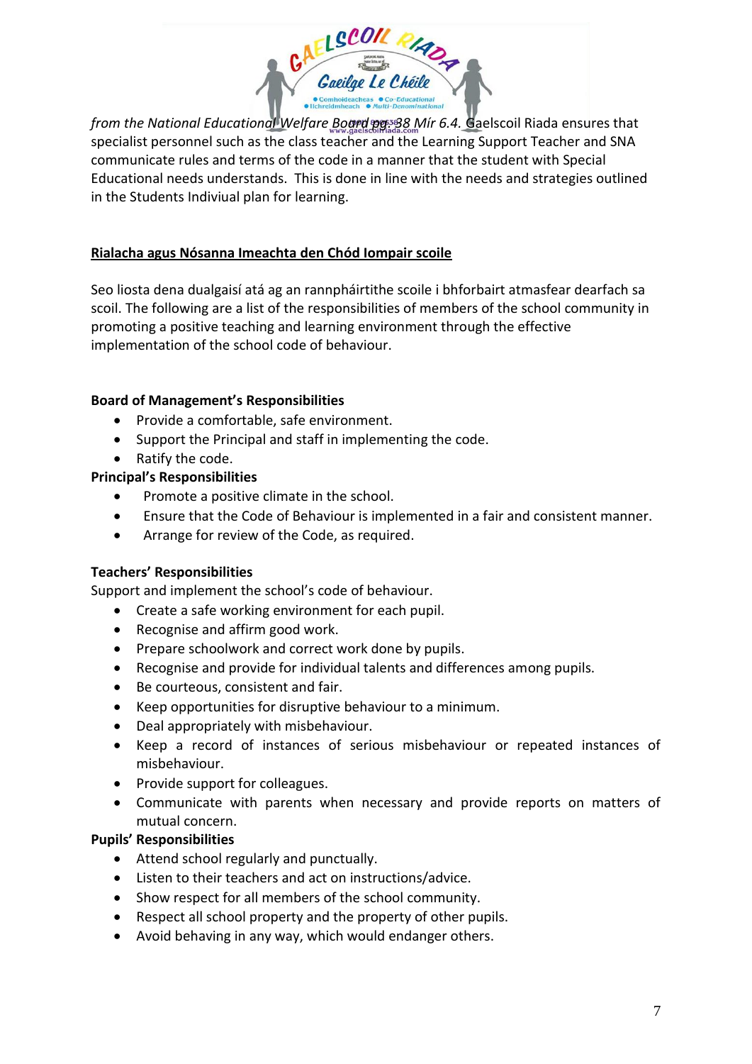*from the National Educational Welfare Board pg. 38 Mír 6.4.* Gaelscoil Riada ensures that specialist personnel such as the class teacher and the Learning Support Teacher and SNA communicate rules and terms of the code in a manner that the student with Special Educational needs understands. This is done in line with the needs and strategies outlined in the Students Indiviual plan for learning.

## Rialacha agus Nósanna Imeachta den Chód Iompair scoile

Seo liosta dena dualgaisí atá ag an rannpháirtithe scoile i bhforbairt atmasfear dearfach sa scoil. The following are a list of the responsibilities of members of the school community in promoting a positive teaching and learning environment through the effective implementation of the school code of behaviour.

**Board of Management's Responsibilities**

- Provide a comfortable, safe environment.
- Support the Principal and staff in implementing the code.
- Ratify the code.

**Principal's Responsibilities**

- Promote a positive climate in the school.
- Ensure that the Code of Behaviour is implemented in a fair and consistent manner.
- Arrange for review of the Code, as required.

**Teachers' Responsibilities**

Support and implement the school's code of behaviour.

- Create a safe working environment for each pupil.
- Recognise and affirm good work.
- Prepare schoolwork and correct work done by pupils.
- Recognise and provide for individual talents and differences among pupils.
- Be courteous, consistent and fair.
- Keep opportunities for disruptive behaviour to a minimum.
- Deal appropriately with misbehaviour.
- Keep a record of instances of serious misbehaviour or repeated instances of misbehaviour.
- Provide support for colleagues.
- Communicate with parents when necessary and provide reports on matters of mutual concern.

**Pupils' Responsibilities**

- Attend school regularly and punctually.
- Listen to their teachers and act on instructions/advice.
- Show respect for all members of the school community.
- Respect all school property and the property of other pupils.
- Avoid behaving in any way, which would endanger others.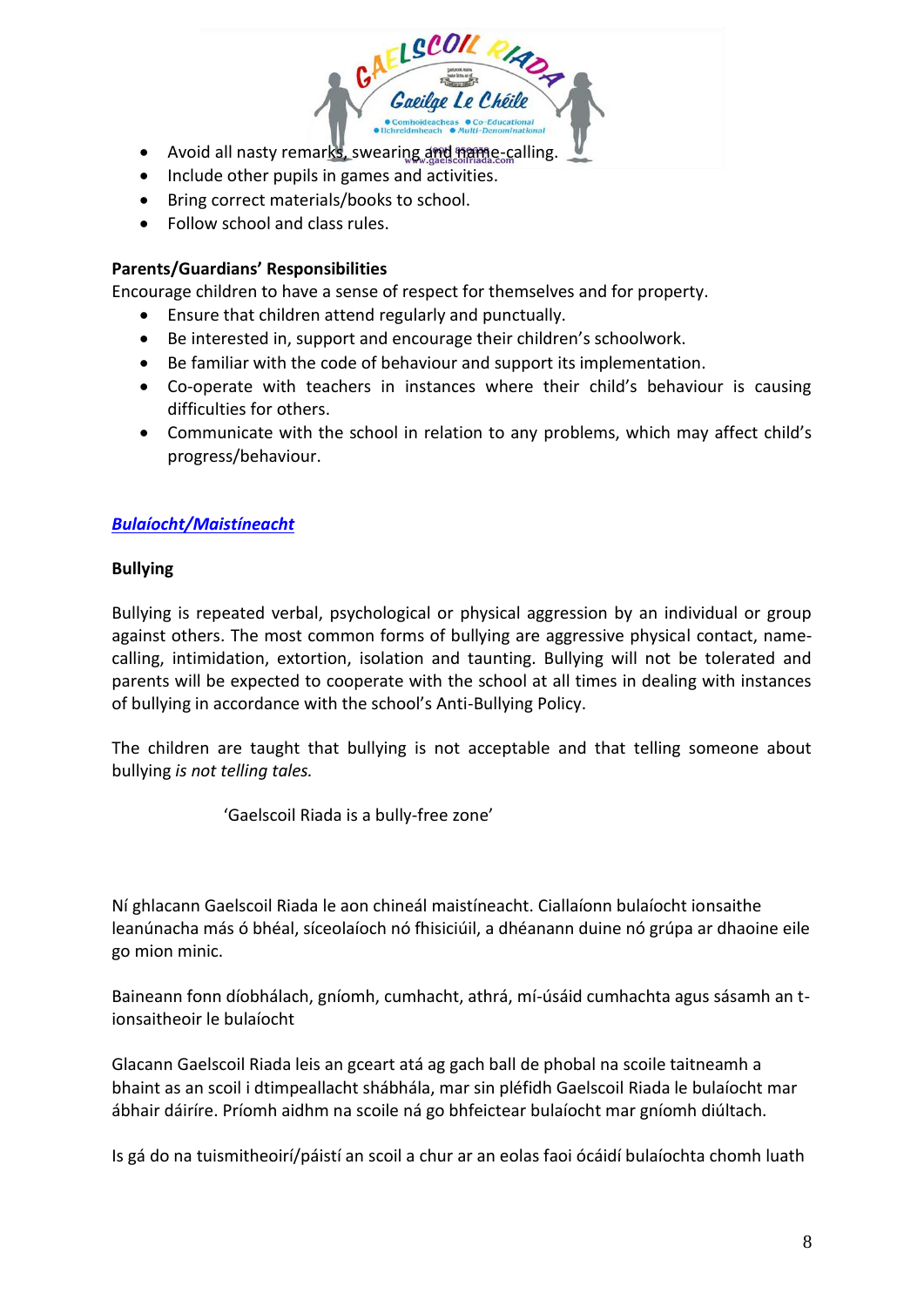- Avoid all nasty remarks, swearing and name-calling.
- Include other pupils in games and activities.
- Bring correct materials/books to school.
- Follow school and class rules.

**Parents/Guardians' Responsibilities**

Encourage children to have a sense of respect for themselves and for property.

- Ensure that children attend regularly and punctually.
- Be interested in, support and encourage their children's schoolwork.
- Be familiar with the code of behaviour and support its implementation.
- Co-operate with teachers in instances where their child's behaviour is causing difficulties for others.
- Communicate with the school in relation to any problems, which may affect child's progress/behaviour.

***Bulaíocht/Maistíneacht***

**Bullying**

Bullying is repeated verbal, psychological or physical aggression by an individual or group against others. The most common forms of bullying are aggressive physical contact, name-calling, intimidation, extortion, isolation and taunting. Bullying will not be tolerated and parents will be expected to cooperate with the school at all times in dealing with instances of bullying in accordance with the school's Anti-Bullying Policy.

The children are taught that bullying is not acceptable and that telling someone about bullying *is not telling tales.*

'Gaelscoil Riada is a bully-free zone'

Ní ghlacann Gaelscoil Riada le aon chineál maistíneacht. Ciallaíonn bulaíocht ionsaithe leanúnacha más ó bhéal, síceolaíoch nó fhisiciúil, a dhéanann duine nó grúpa ar dhaoine eile go mion minic.

Baineann fonn díobhálach, gníomh, cumhacht, athrá, mí-úsáid cumhachta agus sásamh an t-ionsaitheoir le bulaíocht

Glacann Gaelscoil Riada leis an gceart atá ag gach ball de phobal na scoile taitneamh a bhaint as an scoil i dtimpeallacht shábhála, mar sin pléfidh Gaelscoil Riada le bulaíocht mar ábhair dáiríre. Príomh aidhm na scoile ná go bhfeictear bulaíocht mar gníomh diúltach.

Is gá do na tuismitheoirí/páistí an scoil a chur ar an eolas faoi ócáidí bulaíochta chomh luath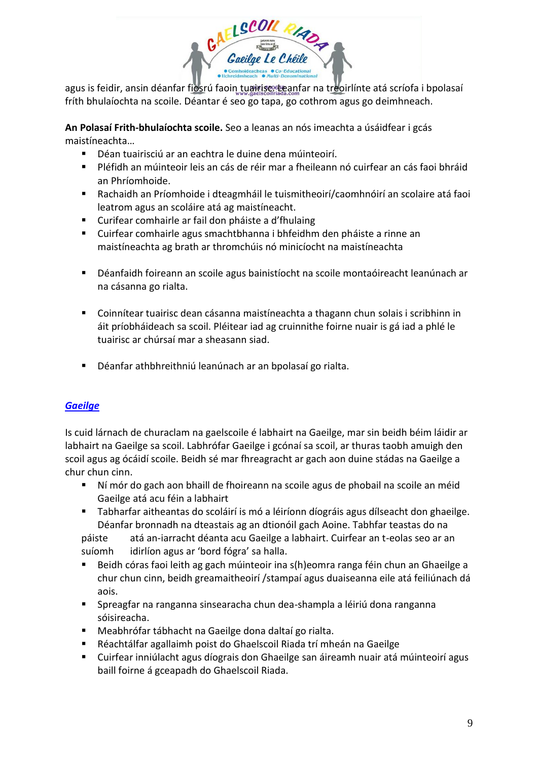agus is feidir, ansin déanfar fiosrú faoin tuairisc. Leanfar na treoirlínte atá scríofa i bpolasaí fríth bhulaíochta na scoile. Déantar é seo go tapa, go cothrom agus go deimhneach.

**An Polasaí Frith-bhulaíochta scoile.** Seo a leanas an nós imeachta a úsáidfear i gcás maistíneachta…

- Déan tuairisciú ar an eachtra le duine dena múinteoirí.
- Pléfidh an múinteoir leis an cás de réir mar a fheileann nó cuirfear an cás faoi bhráid an Phríomhoide.
- Rachaidh an Príomhoide i dteagmháil le tuismitheoirí/caomhnóirí an scolaire atá faoi leatrom agus an scoláire atá ag maistíneacht.
- Curifear comhairle ar fail don pháiste a d'fhulaing
- Cuirfear comhairle agus smachtbhanna i bhfeidhm den pháiste a rinne an maistíneachta ag brath ar thromchúis nó minicíocht na maistíneachta
- Déanfaidh foireann an scoile agus bainistíocht na scoile montaóireacht leanúnach ar na cásanna go rialta.
- Coinnítear tuairisc dean cásanna maistíneachta a thagann chun solais i scribhinn in áit príobháideach sa scoil. Pléitear iad ag cruinnithe foirne nuair is gá iad a phlé le tuairisc ar chúrsaí mar a sheasann siad.
- Déanfar athbhreithniú leanúnach ar an bpolasaí go rialta.

## ***Gaeilge***

Is cuid lárnach de churaclam na gaelscoile é labhairt na Gaeilge, mar sin beidh béim láidir ar labhairt na Gaeilge sa scoil. Labhrófar Gaeilge i gcónaí sa scoil, ar thuras taobh amuigh den scoil agus ag ócáidí scoile. Beidh sé mar fhreagracht ar gach aon duine stádas na Gaeilge a chur chun cinn.

- Ní mór do gach aon bhaill de fhoireann na scoile agus de phobail na scoile an méid Gaeilge atá acu féin a labhairt
- Tabharfar aitheantas do scoláirí is mó a léiríonn díográis agus dílseacht don ghaeilge. Déanfar bronnadh na dteastais ag an dtionóil gach Aoine. Tabhfar teastas do na páiste atá an-iarracht déanta acu Gaeilge a labhairt. Cuirfear an t-eolas seo ar an suíomh idirlíon agus ar 'bord fógra' sa halla.
- Beidh córas faoi leith ag gach múinteoir ina s(h)eomra ranga féin chun an Ghaeilge a chur chun cinn, beidh greamaitheoirí /stampaí agus duaiseanna eile atá feiliúnach dá aois.
- Spreagfar na ranganna sinsearacha chun dea-shampla a léiriú dona ranganna sóisireacha.
- Meabhrófar tábhacht na Gaeilge dona daltaí go rialta.
- Réachtálfar agallaimh poist do Ghaelscoil Riada trí mheán na Gaeilge
- Cuirfear inniúlacht agus díograis don Ghaeilge san áireamh nuair atá múinteoirí agus baill foirne á gceapadh do Ghaelscoil Riada.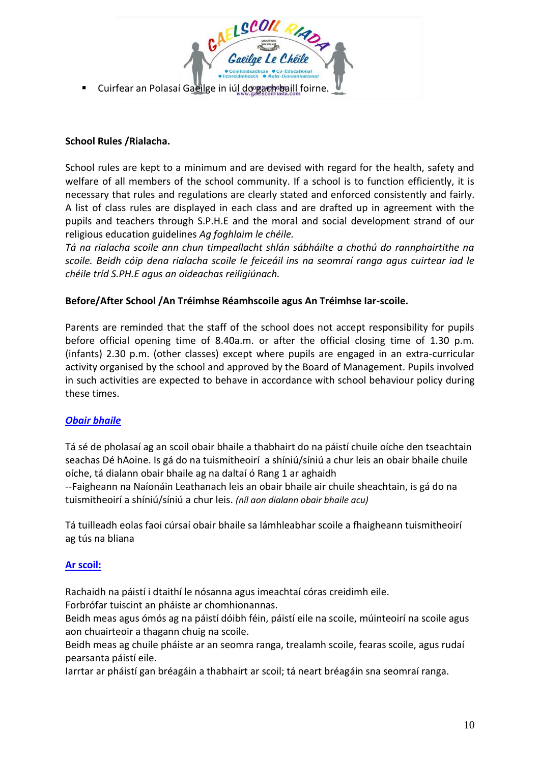- Cuirfear an Polasaí Gaeilge in iúl do gach baill foirne.

**School Rules /Rialacha.**

School rules are kept to a minimum and are devised with regard for the health, safety and welfare of all members of the school community. If a school is to function efficiently, it is necessary that rules and regulations are clearly stated and enforced consistently and fairly. A list of class rules are displayed in each class and are drafted up in agreement with the pupils and teachers through S.P.H.E and the moral and social development strand of our religious education guidelines *Ag foghlaim le chéile.*
*Tá na rialacha scoile ann chun timpeallacht shlán sábháilte a chothú do rannphairtithe na scoile. Beidh cóip dena rialacha scoile le feiceáil ins na seomraí ranga agus cuirtear iad le chéile tríd S.PH.E agus an oideachas reiligiúnach.*

**Before/After School /An Tréimhse Réamhscoile agus An Tréimhse Iar-scoile.**

Parents are reminded that the staff of the school does not accept responsibility for pupils before official opening time of 8.40a.m. or after the official closing time of 1.30 p.m. (infants) 2.30 p.m. (other classes) except where pupils are engaged in an extra-curricular activity organised by the school and approved by the Board of Management. Pupils involved in such activities are expected to behave in accordance with school behaviour policy during these times.

***Obair bhaile***

Tá sé de pholasaí ag an scoil obair bhaile a thabhairt do na páistí chuile oíche den tseachtain seachas Dé hAoine. Is gá do na tuismitheoirí a shíniú/síniú a chur leis an obair bhaile chuile oíche, tá dialann obair bhaile ag na daltaí ó Rang 1 ar aghaidh
--Faigheann na Naíonáin Leathanach leis an obair bhaile air chuile sheachtain, is gá do na tuismitheoirí a shíniú/síniú a chur leis. *(níl aon dialann obair bhaile acu)*

Tá tuilleadh eolas faoi cúrsaí obair bhaile sa lámhleabhar scoile a fhaigheann tuismitheoirí ag tús na bliana

**Ar scoil:**

Rachaidh na páistí i dtaithí le nósanna agus imeachtaí córas creidimh eile.
Forbrófar tuiscint an pháiste ar chomhionannas.
Beidh meas agus ómós ag na páistí dóibh féin, páistí eile na scoile, múinteoirí na scoile agus aon chuairteoir a thagann chuig na scoile.
Beidh meas ag chuile pháiste ar an seomra ranga, trealamh scoile, fearas scoile, agus rudaí pearsanta páistí eile.
Iarrtar ar pháistí gan bréagáin a thabhairt ar scoil; tá neart bréagáin sna seomraí ranga.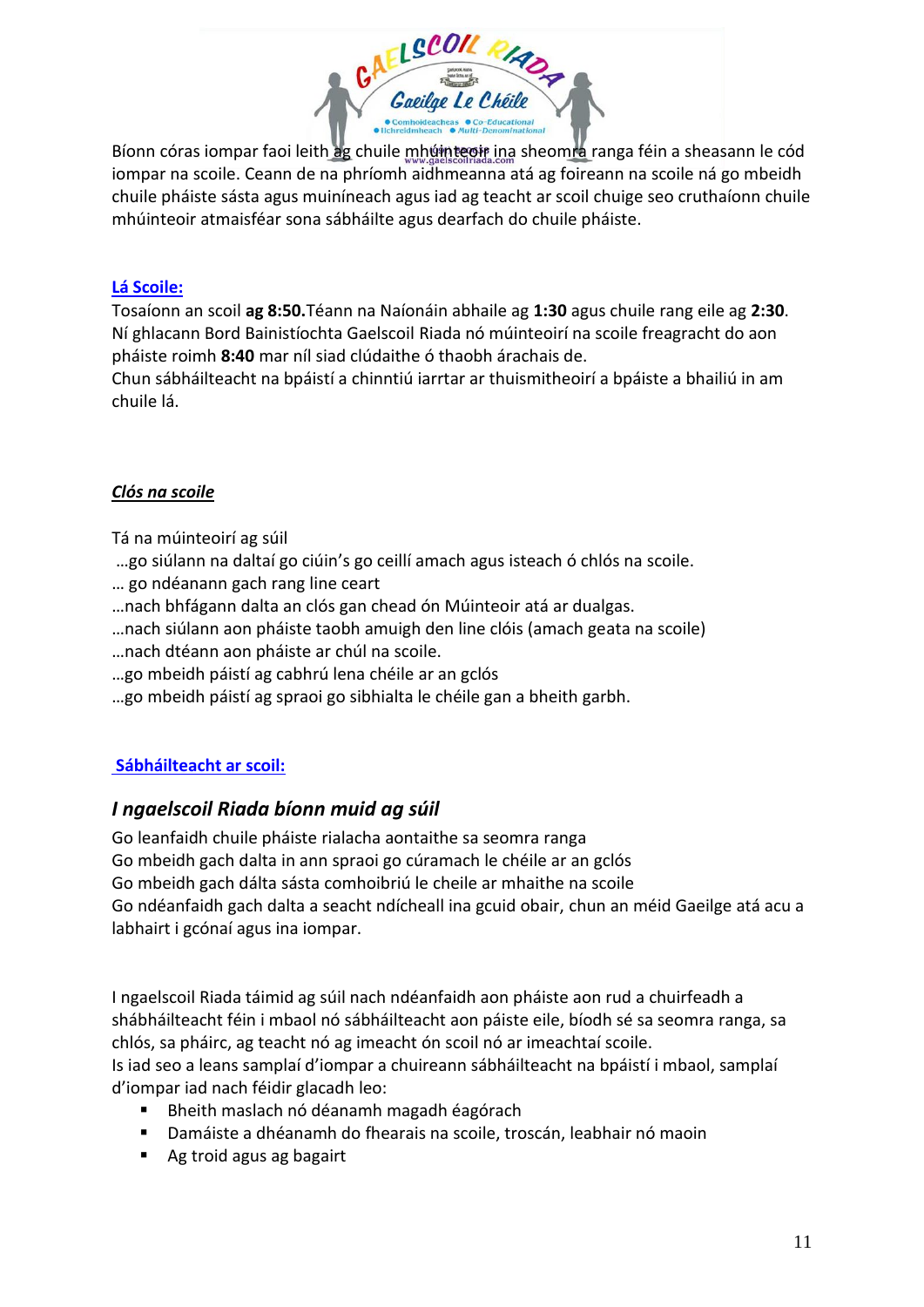Bíonn córas iompar faoi leith ag chuile mhúinteoir ina sheomra ranga féin a sheasann le cód iompar na scoile. Ceann de na phríomh aidhmeanna atá ag foireann na scoile ná go mbeidh chuile pháiste sásta agus muiníneach agus iad ag teacht ar scoil chuige seo cruthaíonn chuile mhúinteoir atmaisféar sona sábháilte agus dearfach do chuile pháiste.

## Lá Scoile:

Tosaíonn an scoil **ag 8:50.** Téann na Naíonáin abhaile ag **1:30** agus chuile rang eile ag **2:30**. Ní ghlacann Bord Bainistíochta Gaelscoil Riada nó múinteoirí na scoile freagracht do aon pháiste roimh **8:40** mar níl siad clúdaithe ó thaobh árachais de.
Chun sábháilteacht na bpáistí a chinntiú iarrtar ar thuismitheoirí a bpáiste a bhailiú in am chuile lá.

## *Clós na scoile*

Tá na múinteoirí ag súil

…go siúlann na daltaí go ciúin's go ceillí amach agus isteach ó chlós na scoile.
… go ndéanann gach rang line ceart
…nach bhfágann dalta an clós gan chead ón Múinteoir atá ar dualgas.
…nach siúlann aon pháiste taobh amuigh den line clóis (amach geata na scoile)
…nach dtéann aon pháiste ar chúl na scoile.
…go mbeidh páistí ag cabhrú lena chéile ar an gclós
…go mbeidh páistí ag spraoi go sibhialta le chéile gan a bheith garbh.

## Sábháilteacht ar scoil:

### *I ngaelscoil Riada bíonn muid ag súil*

Go leanfaidh chuile pháiste rialacha aontaithe sa seomra ranga
Go mbeidh gach dalta in ann spraoi go cúramach le chéile ar an gclós
Go mbeidh gach dálta sásta comhoibriú le cheile ar mhaithe na scoile
Go ndéanfaidh gach dalta a seacht ndícheall ina gcuid obair, chun an méid Gaeilge atá acu a labhairt i gcónaí agus ina iompar.

I ngaelscoil Riada táimid ag súil nach ndéanfaidh aon pháiste aon rud a chuirfeadh a shábháilteacht féin i mbaol nó sábháilteacht aon páiste eile, bíodh sé sa seomra ranga, sa chlós, sa pháirc, ag teacht nó ag imeacht ón scoil nó ar imeachtaí scoile.
Is iad seo a leans samplaí d'iompar a chuireann sábháilteacht na bpáistí i mbaol, samplaí d'iompar iad nach féidir glacadh leo:

- Bheith maslach nó déanamh magadh éagórach
- Damáiste a dhéanamh do fhearais na scoile, troscán, leabhair nó maoin
- Ag troid agus ag bagairt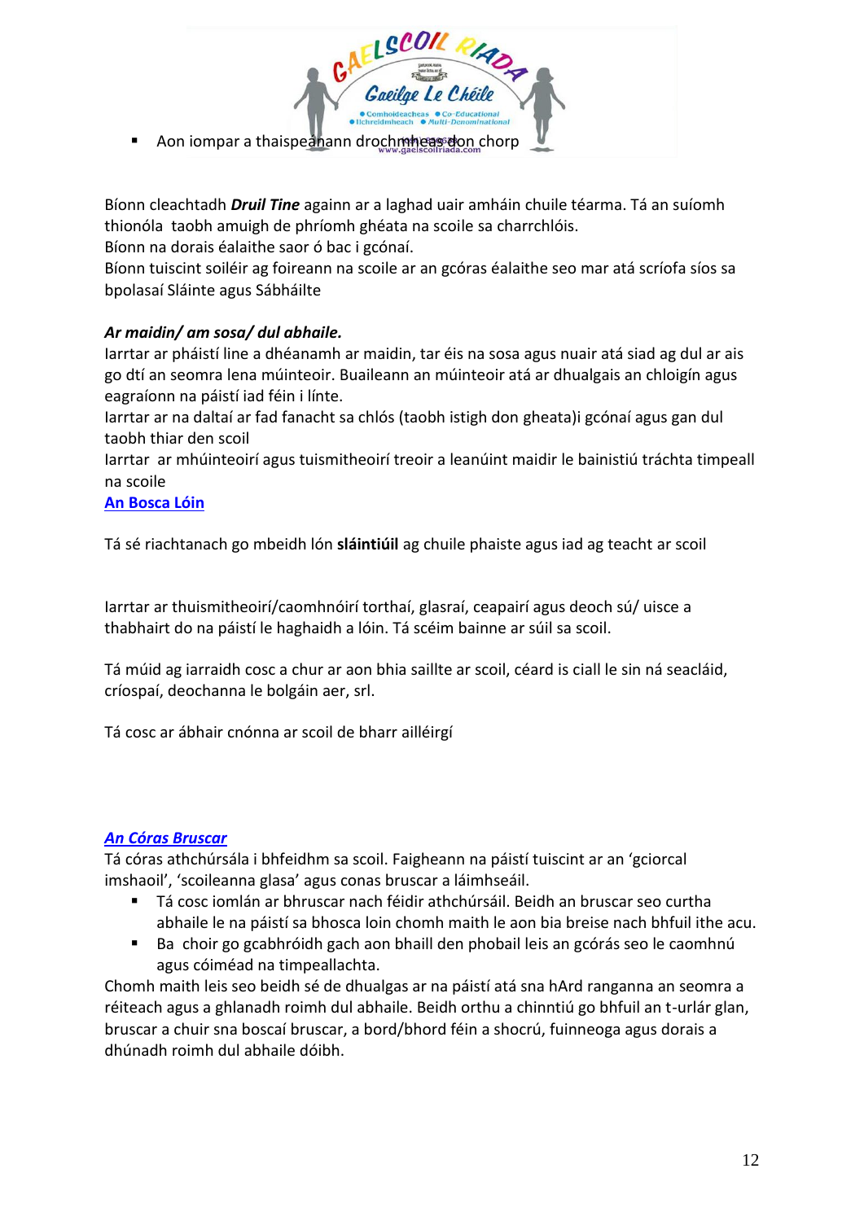- Aon iompar a thaispeánann drochmheas don chorp

Bíonn cleachtadh ***Druil Tine*** againn ar a laghad uair amháin chuile téarma. Tá an suíomh thionóla taobh amuigh de phríomh ghéata na scoile sa charrchlóis.
Bíonn na dorais éalaithe saor ó bac i gcónaí.
Bíonn tuiscint soiléir ag foireann na scoile ar an gcóras éalaithe seo mar atá scríofa síos sa bpolasaí Sláinte agus Sábháilte

***Ar maidin/ am sosa/ dul abhaile.***
Iarrtar ar pháistí line a dhéanamh ar maidin, tar éis na sosa agus nuair atá siad ag dul ar ais go dtí an seomra lena múinteoir. Buaileann an múinteoir atá ar dhualgais an chloigín agus eagraíonn na páistí iad féin i línte.
Iarrtar ar na daltaí ar fad fanacht sa chlós (taobh istigh don gheata)i gcónaí agus gan dul taobh thiar den scoil
Iarrtar ar mhúinteoirí agus tuismitheoirí treoir a leanúint maidir le bainistiú tráchta timpeall na scoile

**An Bosca Lóin**

Tá sé riachtanach go mbeidh lón **sláintiúil** ag chuile phaiste agus iad ag teacht ar scoil

Iarrtar ar thuismitheoirí/caomhnóirí torthaí, glasraí, ceapairí agus deoch sú/ uisce a thabhairt do na páistí le haghaidh a lóin. Tá scéim bainne ar súil sa scoil.

Tá múid ag iarraidh cosc a chur ar aon bhia saillte ar scoil, céard is ciall le sin ná seacláid, críospaí, deochanna le bolgáin aer, srl.

Tá cosc ar ábhair cnónna ar scoil de bharr ailléirgí

***An Córas Bruscar***
Tá córas athchúrsála i bhfeidhm sa scoil. Faigheann na páistí tuiscint ar an 'gciorcal imshaoil', 'scoileanna glasa' agus conas bruscar a láimhseáil.

- Tá cosc iomlán ar bhruscar nach féidir athchúrsáil. Beidh an bruscar seo curtha abhaile le na páistí sa bhosca loin chomh maith le aon bia breise nach bhfuil ithe acu.
- Ba choir go gcabhróidh gach aon bhaill den phobail leis an gcórás seo le caomhnú agus cóiméad na timpeallachta.

Chomh maith leis seo beidh sé de dhualgas ar na páistí atá sna hArd ranganna an seomra a réiteach agus a ghlanadh roimh dul abhaile. Beidh orthu a chinntiú go bhfuil an t-urlár glan, bruscar a chuir sna boscaí bruscar, a bord/bhord féin a shocrú, fuinneoga agus dorais a dhúnadh roimh dul abhaile dóibh.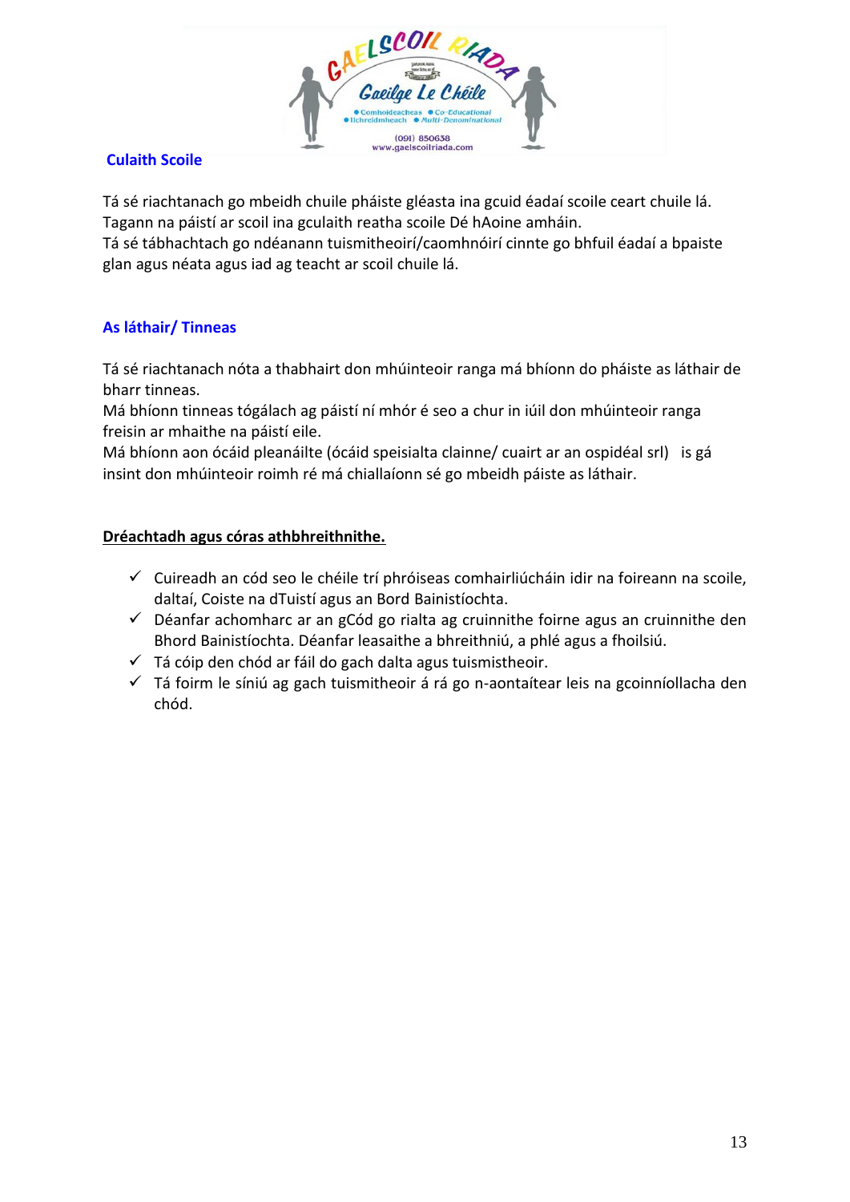## Culaith Scoile

Tá sé riachtanach go mbeidh chuile pháiste gléasta ina gcuid éadaí scoile ceart chuile lá.
Tagann na páistí ar scoil ina gculaith reatha scoile Dé hAoine amháin.
Tá sé tábhachtach go ndéanann tuismitheoirí/caomhnóirí cinnte go bhfuil éadaí a bpaiste glan agus néata agus iad ag teacht ar scoil chuile lá.

## As láthair/ Tinneas

Tá sé riachtanach nóta a thabhairt don mhúinteoir ranga má bhíonn do pháiste as láthair de bharr tinneas.
Má bhíonn tinneas tógálach ag páistí ní mhór é seo a chur in iúil don mhúinteoir ranga freisin ar mhaithe na páistí eile.
Má bhíonn aon ócáid pleanáilte (ócáid speisialta clainne/ cuairt ar an ospidéal srl) is gá insint don mhúinteoir roimh ré má chiallaíonn sé go mbeidh páiste as láthair.

## Dréachtadh agus córas athbhreithnithe.

- ✓ Cuireadh an cód seo le chéile trí phróiseas comhairliúcháin idir na foireann na scoile, daltaí, Coiste na dTuistí agus an Bord Bainistíochta.
- ✓ Déanfar achomharc ar an gCód go rialta ag cruinnithe foirne agus an cruinnithe den Bhord Bainistíochta. Déanfar leasaithe a bhreithniú, a phlé agus a fhoilsiú.
- ✓ Tá cóip den chód ar fáil do gach dalta agus tuismistheoir.
- ✓ Tá foirm le síniú ag gach tuismitheoir á rá go n-aontaítear leis na gcoinníollacha den chód.